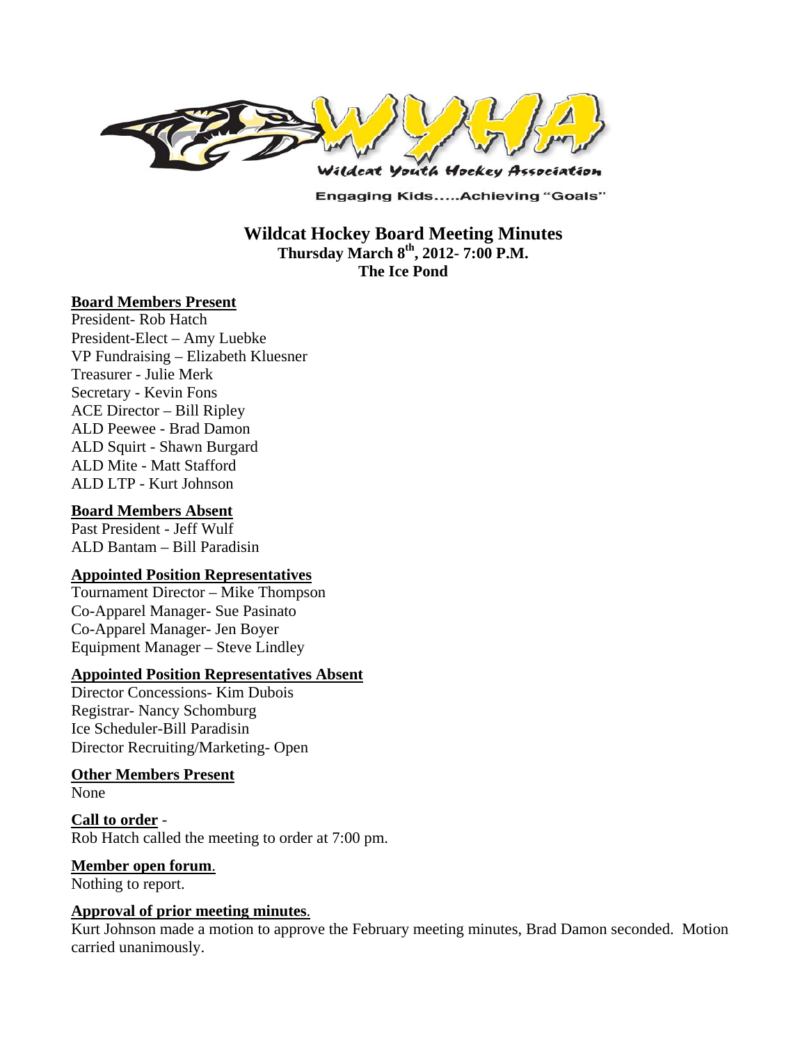Engaging Kids.....Achieving "Goals"

# Wildcat Hockey Board Meeting Minutes

**Thursday March 8th, 2012- 7:00 P.M.**
**The Ice Pond**

**Board Members Present**

President- Rob Hatch
President-Elect – Amy Luebke
VP Fundraising – Elizabeth Kluesner
Treasurer - Julie Merk
Secretary - Kevin Fons
ACE Director – Bill Ripley
ALD Peewee - Brad Damon
ALD Squirt - Shawn Burgard
ALD Mite - Matt Stafford
ALD LTP - Kurt Johnson

**Board Members Absent**

Past President - Jeff Wulf
ALD Bantam – Bill Paradisin

**Appointed Position Representatives**

Tournament Director – Mike Thompson
Co-Apparel Manager- Sue Pasinato
Co-Apparel Manager- Jen Boyer
Equipment Manager – Steve Lindley

**Appointed Position Representatives Absent**

Director Concessions- Kim Dubois
Registrar- Nancy Schomburg
Ice Scheduler-Bill Paradisin
Director Recruiting/Marketing- Open

**Other Members Present**

None

**Call to order** -
Rob Hatch called the meeting to order at 7:00 pm.

**Member open forum**.
Nothing to report.

**Approval of prior meeting minutes**.
Kurt Johnson made a motion to approve the February meeting minutes, Brad Damon seconded. Motion carried unanimously.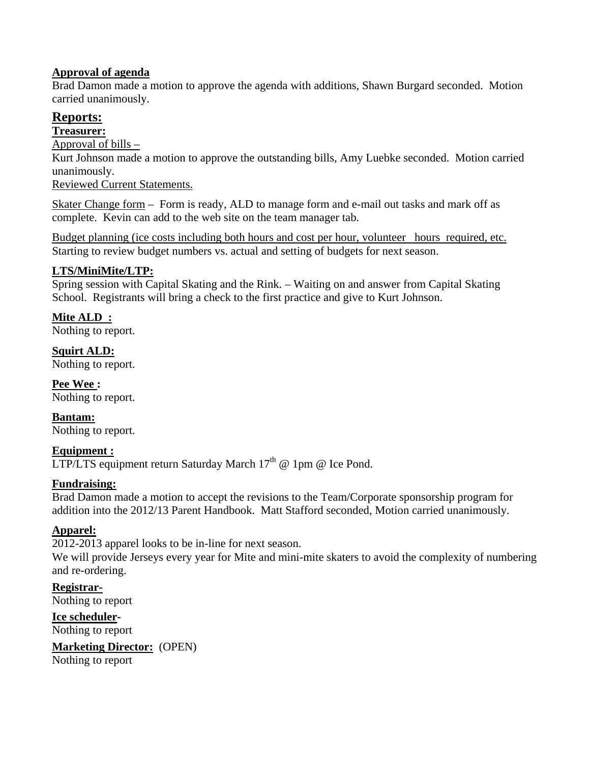**Approval of agenda**
Brad Damon made a motion to approve the agenda with additions, Shawn Burgard seconded. Motion carried unanimously.

## Reports:

**Treasurer:**

Approval of bills –
Kurt Johnson made a motion to approve the outstanding bills, Amy Luebke seconded. Motion carried unanimously.
Reviewed Current Statements.

Skater Change form – Form is ready, ALD to manage form and e-mail out tasks and mark off as complete. Kevin can add to the web site on the team manager tab.

Budget planning (ice costs including both hours and cost per hour, volunteer hours required, etc.
Starting to review budget numbers vs. actual and setting of budgets for next season.

**LTS/MiniMite/LTP:**
Spring session with Capital Skating and the Rink. – Waiting on and answer from Capital Skating School. Registrants will bring a check to the first practice and give to Kurt Johnson.

**Mite ALD :**
Nothing to report.

**Squirt ALD:**
Nothing to report.

**Pee Wee :**
Nothing to report.

**Bantam:**
Nothing to report.

**Equipment :**
LTP/LTS equipment return Saturday March 17th @ 1pm @ Ice Pond.

**Fundraising:**
Brad Damon made a motion to accept the revisions to the Team/Corporate sponsorship program for addition into the 2012/13 Parent Handbook. Matt Stafford seconded, Motion carried unanimously.

**Apparel:**
2012-2013 apparel looks to be in-line for next season.
We will provide Jerseys every year for Mite and mini-mite skaters to avoid the complexity of numbering and re-ordering.

**Registrar-**
Nothing to report

**Ice scheduler-**
Nothing to report

**Marketing Director:** (OPEN)
Nothing to report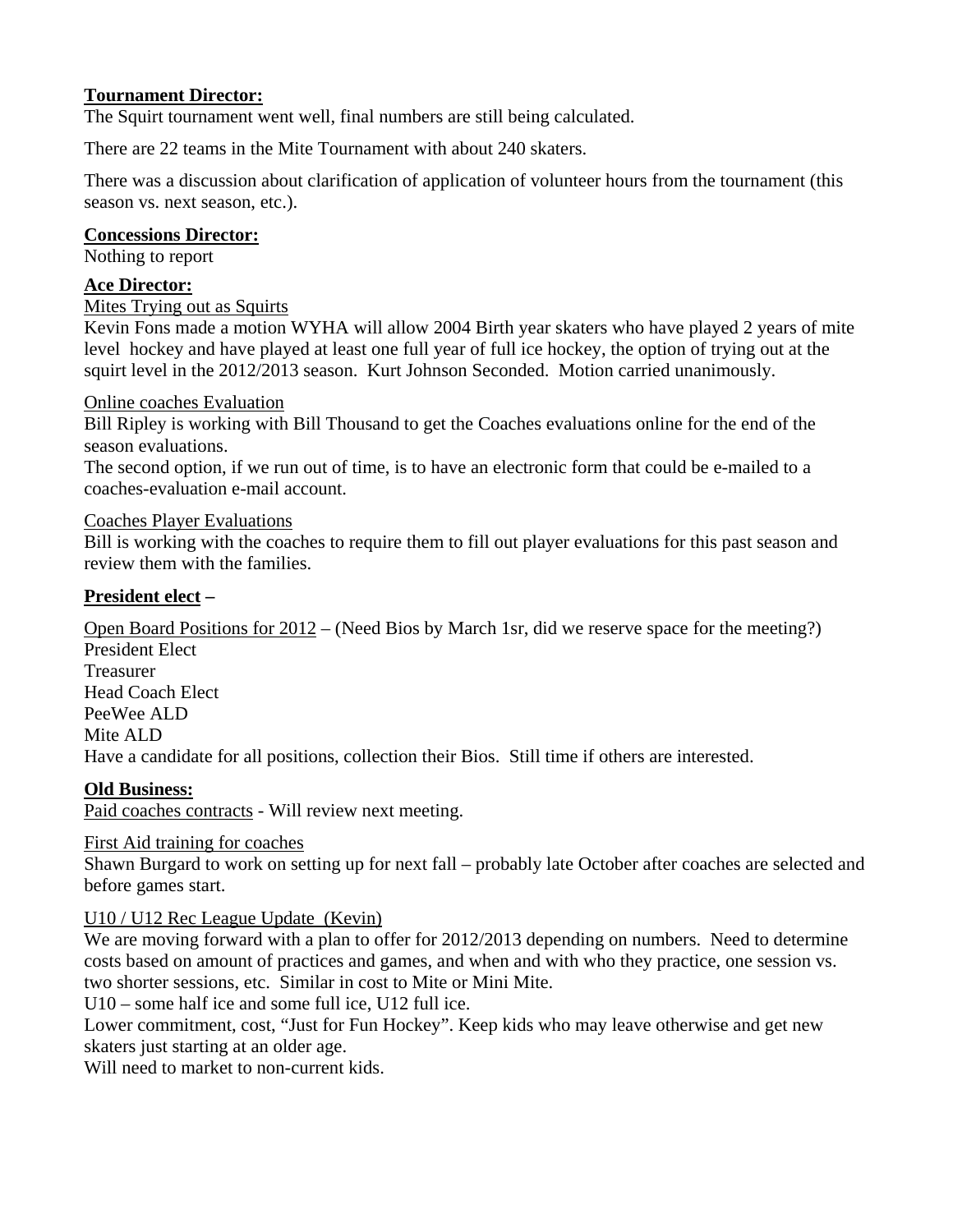**Tournament Director:**

The Squirt tournament went well, final numbers are still being calculated.

There are 22 teams in the Mite Tournament with about 240 skaters.

There was a discussion about clarification of application of volunteer hours from the tournament (this season vs. next season, etc.).

**Concessions Director:**

Nothing to report

**Ace Director:**

Mites Trying out as Squirts

Kevin Fons made a motion WYHA will allow 2004 Birth year skaters who have played 2 years of mite level hockey and have played at least one full year of full ice hockey, the option of trying out at the squirt level in the 2012/2013 season. Kurt Johnson Seconded. Motion carried unanimously.

Online coaches Evaluation

Bill Ripley is working with Bill Thousand to get the Coaches evaluations online for the end of the season evaluations.

The second option, if we run out of time, is to have an electronic form that could be e-mailed to a coaches-evaluation e-mail account.

Coaches Player Evaluations

Bill is working with the coaches to require them to fill out player evaluations for this past season and review them with the families.

**President elect –**

Open Board Positions for 2012 – (Need Bios by March 1sr, did we reserve space for the meeting?)

President Elect
Treasurer
Head Coach Elect
PeeWee ALD
Mite ALD

Have a candidate for all positions, collection their Bios. Still time if others are interested.

**Old Business:**

Paid coaches contracts - Will review next meeting.

First Aid training for coaches

Shawn Burgard to work on setting up for next fall – probably late October after coaches are selected and before games start.

U10 / U12 Rec League Update (Kevin)

We are moving forward with a plan to offer for 2012/2013 depending on numbers. Need to determine costs based on amount of practices and games, and when and with who they practice, one session vs. two shorter sessions, etc. Similar in cost to Mite or Mini Mite.

U10 – some half ice and some full ice, U12 full ice.

Lower commitment, cost, "Just for Fun Hockey". Keep kids who may leave otherwise and get new skaters just starting at an older age.

Will need to market to non-current kids.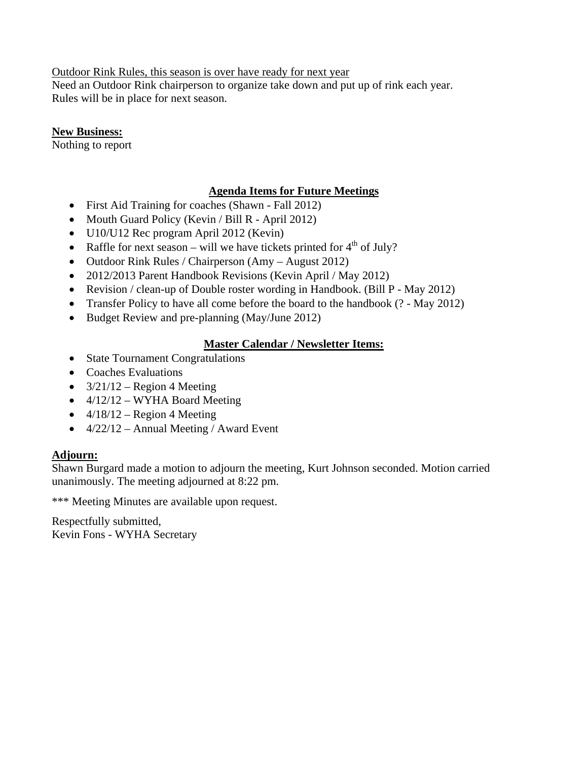Outdoor Rink Rules, this season is over have ready for next year
Need an Outdoor Rink chairperson to organize take down and put up of rink each year.
Rules will be in place for next season.

**New Business:**
Nothing to report

## Agenda Items for Future Meetings

- First Aid Training for coaches (Shawn - Fall 2012)
- Mouth Guard Policy (Kevin / Bill R - April 2012)
- U10/U12 Rec program April 2012 (Kevin)
- Raffle for next season – will we have tickets printed for 4th of July?
- Outdoor Rink Rules / Chairperson (Amy – August 2012)
- 2012/2013 Parent Handbook Revisions (Kevin April / May 2012)
- Revision / clean-up of Double roster wording in Handbook. (Bill P - May 2012)
- Transfer Policy to have all come before the board to the handbook (? - May 2012)
- Budget Review and pre-planning (May/June 2012)

## Master Calendar / Newsletter Items:

- State Tournament Congratulations
- Coaches Evaluations
- 3/21/12 – Region 4 Meeting
- 4/12/12 – WYHA Board Meeting
- 4/18/12 – Region 4 Meeting
- 4/22/12 – Annual Meeting / Award Event

**Adjourn:**
Shawn Burgard made a motion to adjourn the meeting, Kurt Johnson seconded. Motion carried unanimously. The meeting adjourned at 8:22 pm.

*** Meeting Minutes are available upon request.

Respectfully submitted,
Kevin Fons - WYHA Secretary